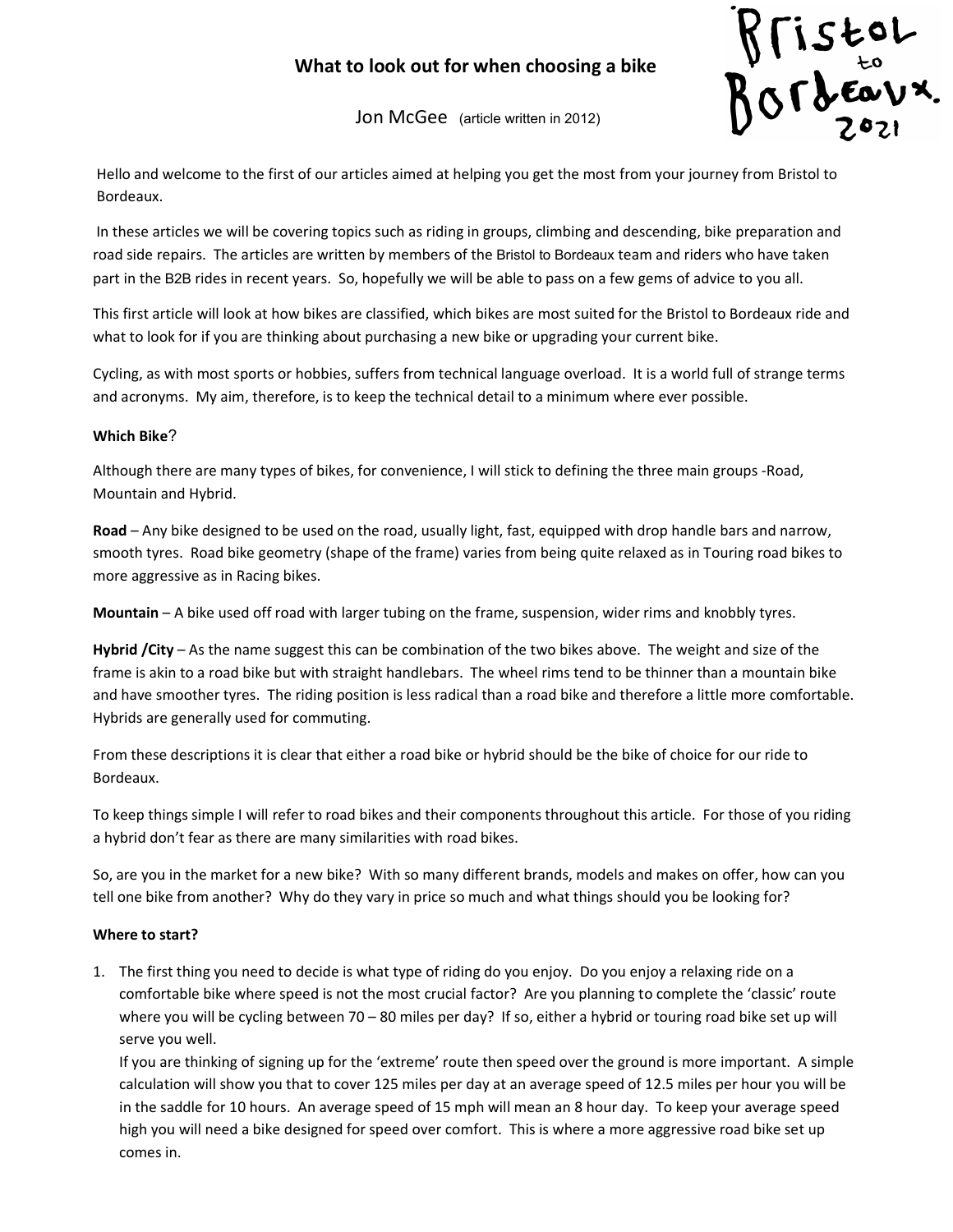# What to look out for when choosing a bike

Jon McGee (article written in 2012)

Bristol to Bordeaux. 2021

Hello and welcome to the first of our articles aimed at helping you get the most from your journey from Bristol to Bordeaux.

In these articles we will be covering topics such as riding in groups, climbing and descending, bike preparation and road side repairs. The articles are written by members of the Bristol to Bordeaux team and riders who have taken part in the B2B rides in recent years. So, hopefully we will be able to pass on a few gems of advice to you all.

This first article will look at how bikes are classified, which bikes are most suited for the Bristol to Bordeaux ride and what to look for if you are thinking about purchasing a new bike or upgrading your current bike.

Cycling, as with most sports or hobbies, suffers from technical language overload. It is a world full of strange terms and acronyms. My aim, therefore, is to keep the technical detail to a minimum where ever possible.

**Which Bike?**

Although there are many types of bikes, for convenience, I will stick to defining the three main groups -Road, Mountain and Hybrid.

**Road** – Any bike designed to be used on the road, usually light, fast, equipped with drop handle bars and narrow, smooth tyres. Road bike geometry (shape of the frame) varies from being quite relaxed as in Touring road bikes to more aggressive as in Racing bikes.

**Mountain** – A bike used off road with larger tubing on the frame, suspension, wider rims and knobbly tyres.

**Hybrid /City** – As the name suggest this can be combination of the two bikes above. The weight and size of the frame is akin to a road bike but with straight handlebars. The wheel rims tend to be thinner than a mountain bike and have smoother tyres. The riding position is less radical than a road bike and therefore a little more comfortable. Hybrids are generally used for commuting.

From these descriptions it is clear that either a road bike or hybrid should be the bike of choice for our ride to Bordeaux.

To keep things simple I will refer to road bikes and their components throughout this article. For those of you riding a hybrid don't fear as there are many similarities with road bikes.

So, are you in the market for a new bike? With so many different brands, models and makes on offer, how can you tell one bike from another? Why do they vary in price so much and what things should you be looking for?

**Where to start?**

1. The first thing you need to decide is what type of riding do you enjoy. Do you enjoy a relaxing ride on a comfortable bike where speed is not the most crucial factor? Are you planning to complete the 'classic' route where you will be cycling between 70 – 80 miles per day? If so, either a hybrid or touring road bike set up will serve you well.
   If you are thinking of signing up for the 'extreme' route then speed over the ground is more important. A simple calculation will show you that to cover 125 miles per day at an average speed of 12.5 miles per hour you will be in the saddle for 10 hours. An average speed of 15 mph will mean an 8 hour day. To keep your average speed high you will need a bike designed for speed over comfort. This is where a more aggressive road bike set up comes in.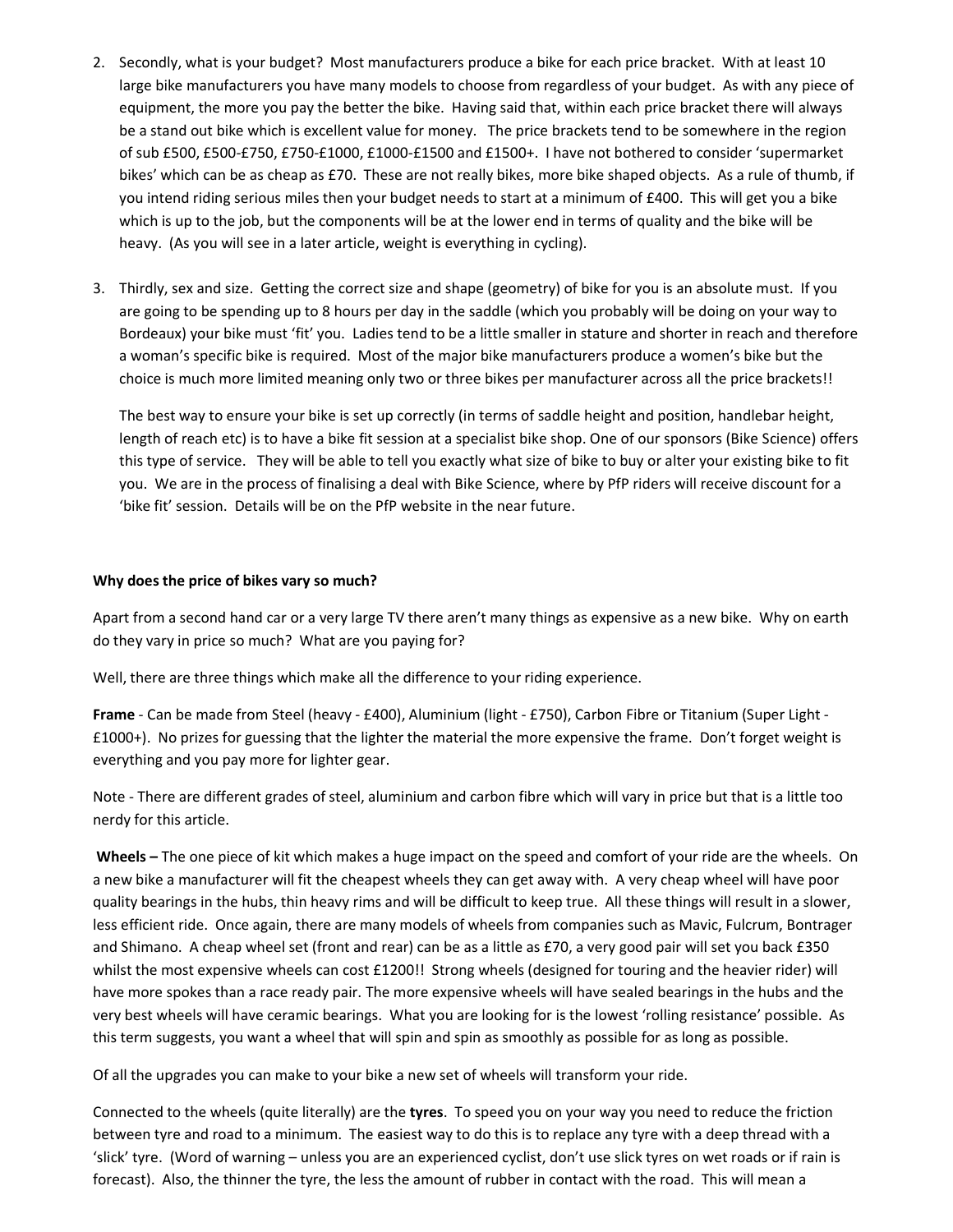2. Secondly, what is your budget? Most manufacturers produce a bike for each price bracket. With at least 10 large bike manufacturers you have many models to choose from regardless of your budget. As with any piece of equipment, the more you pay the better the bike. Having said that, within each price bracket there will always be a stand out bike which is excellent value for money. The price brackets tend to be somewhere in the region of sub £500, £500-£750, £750-£1000, £1000-£1500 and £1500+. I have not bothered to consider 'supermarket bikes' which can be as cheap as £70. These are not really bikes, more bike shaped objects. As a rule of thumb, if you intend riding serious miles then your budget needs to start at a minimum of £400. This will get you a bike which is up to the job, but the components will be at the lower end in terms of quality and the bike will be heavy. (As you will see in a later article, weight is everything in cycling).

3. Thirdly, sex and size. Getting the correct size and shape (geometry) of bike for you is an absolute must. If you are going to be spending up to 8 hours per day in the saddle (which you probably will be doing on your way to Bordeaux) your bike must 'fit' you. Ladies tend to be a little smaller in stature and shorter in reach and therefore a woman's specific bike is required. Most of the major bike manufacturers produce a women's bike but the choice is much more limited meaning only two or three bikes per manufacturer across all the price brackets!!

   The best way to ensure your bike is set up correctly (in terms of saddle height and position, handlebar height, length of reach etc) is to have a bike fit session at a specialist bike shop. One of our sponsors (Bike Science) offers this type of service. They will be able to tell you exactly what size of bike to buy or alter your existing bike to fit you. We are in the process of finalising a deal with Bike Science, where by PfP riders will receive discount for a 'bike fit' session. Details will be on the PfP website in the near future.

**Why does the price of bikes vary so much?**

Apart from a second hand car or a very large TV there aren't many things as expensive as a new bike. Why on earth do they vary in price so much? What are you paying for?

Well, there are three things which make all the difference to your riding experience.

**Frame** - Can be made from Steel (heavy - £400), Aluminium (light - £750), Carbon Fibre or Titanium (Super Light - £1000+). No prizes for guessing that the lighter the material the more expensive the frame. Don't forget weight is everything and you pay more for lighter gear.

Note - There are different grades of steel, aluminium and carbon fibre which will vary in price but that is a little too nerdy for this article.

**Wheels –** The one piece of kit which makes a huge impact on the speed and comfort of your ride are the wheels. On a new bike a manufacturer will fit the cheapest wheels they can get away with. A very cheap wheel will have poor quality bearings in the hubs, thin heavy rims and will be difficult to keep true. All these things will result in a slower, less efficient ride. Once again, there are many models of wheels from companies such as Mavic, Fulcrum, Bontrager and Shimano. A cheap wheel set (front and rear) can be as a little as £70, a very good pair will set you back £350 whilst the most expensive wheels can cost £1200!! Strong wheels (designed for touring and the heavier rider) will have more spokes than a race ready pair. The more expensive wheels will have sealed bearings in the hubs and the very best wheels will have ceramic bearings. What you are looking for is the lowest 'rolling resistance' possible. As this term suggests, you want a wheel that will spin and spin as smoothly as possible for as long as possible.

Of all the upgrades you can make to your bike a new set of wheels will transform your ride.

Connected to the wheels (quite literally) are the **tyres**. To speed you on your way you need to reduce the friction between tyre and road to a minimum. The easiest way to do this is to replace any tyre with a deep thread with a 'slick' tyre. (Word of warning – unless you are an experienced cyclist, don't use slick tyres on wet roads or if rain is forecast). Also, the thinner the tyre, the less the amount of rubber in contact with the road. This will mean a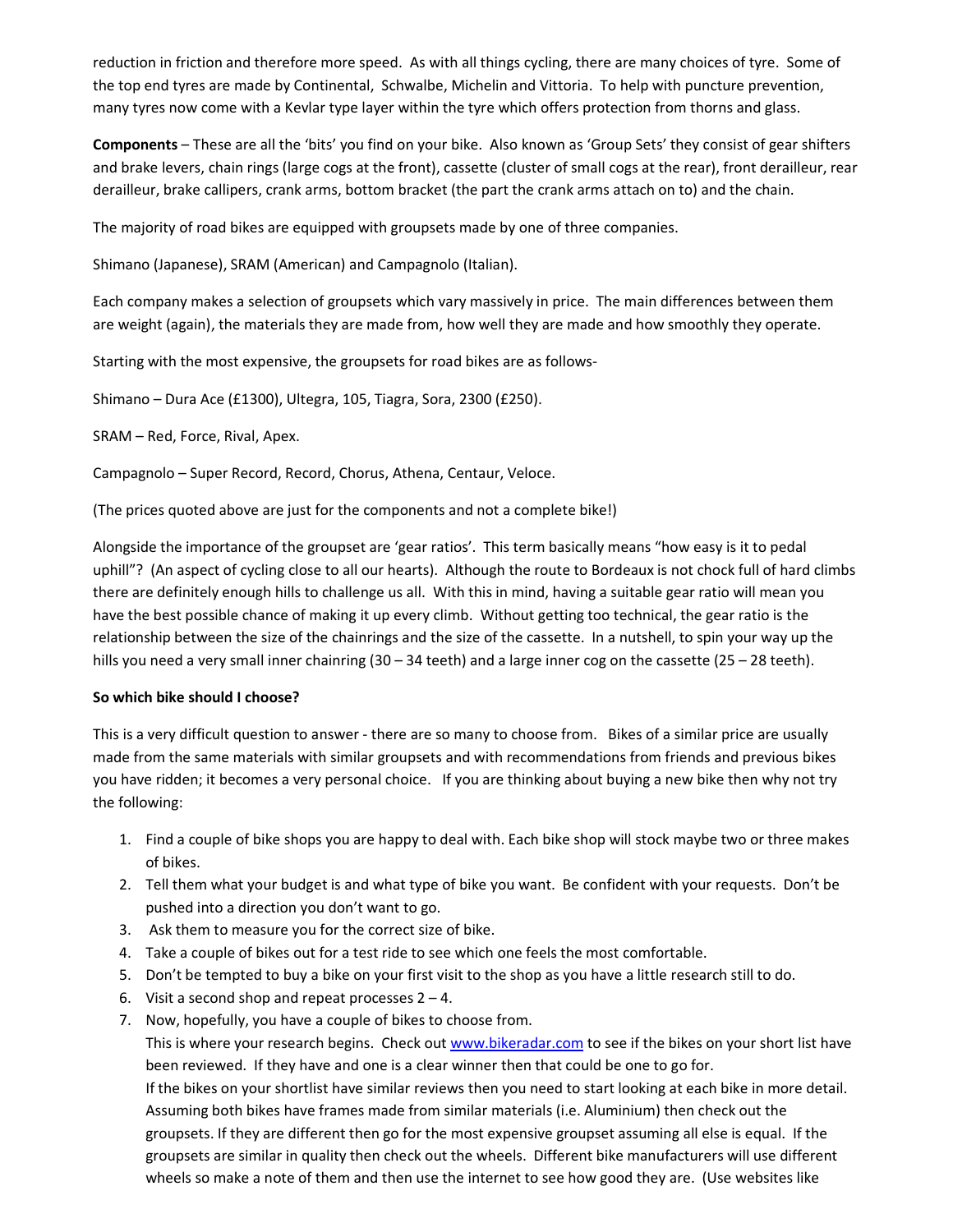reduction in friction and therefore more speed. As with all things cycling, there are many choices of tyre. Some of the top end tyres are made by Continental, Schwalbe, Michelin and Vittoria. To help with puncture prevention, many tyres now come with a Kevlar type layer within the tyre which offers protection from thorns and glass.

**Components** – These are all the 'bits' you find on your bike. Also known as 'Group Sets' they consist of gear shifters and brake levers, chain rings (large cogs at the front), cassette (cluster of small cogs at the rear), front derailleur, rear derailleur, brake callipers, crank arms, bottom bracket (the part the crank arms attach on to) and the chain.

The majority of road bikes are equipped with groupsets made by one of three companies.

Shimano (Japanese), SRAM (American) and Campagnolo (Italian).

Each company makes a selection of groupsets which vary massively in price. The main differences between them are weight (again), the materials they are made from, how well they are made and how smoothly they operate.

Starting with the most expensive, the groupsets for road bikes are as follows-

Shimano – Dura Ace (£1300), Ultegra, 105, Tiagra, Sora, 2300 (£250).

SRAM – Red, Force, Rival, Apex.

Campagnolo – Super Record, Record, Chorus, Athena, Centaur, Veloce.

(The prices quoted above are just for the components and not a complete bike!)

Alongside the importance of the groupset are 'gear ratios'. This term basically means "how easy is it to pedal uphill"? (An aspect of cycling close to all our hearts). Although the route to Bordeaux is not chock full of hard climbs there are definitely enough hills to challenge us all. With this in mind, having a suitable gear ratio will mean you have the best possible chance of making it up every climb. Without getting too technical, the gear ratio is the relationship between the size of the chainrings and the size of the cassette. In a nutshell, to spin your way up the hills you need a very small inner chainring (30 – 34 teeth) and a large inner cog on the cassette (25 – 28 teeth).

**So which bike should I choose?**

This is a very difficult question to answer - there are so many to choose from. Bikes of a similar price are usually made from the same materials with similar groupsets and with recommendations from friends and previous bikes you have ridden; it becomes a very personal choice. If you are thinking about buying a new bike then why not try the following:

1. Find a couple of bike shops you are happy to deal with. Each bike shop will stock maybe two or three makes of bikes.
2. Tell them what your budget is and what type of bike you want. Be confident with your requests. Don't be pushed into a direction you don't want to go.
3. Ask them to measure you for the correct size of bike.
4. Take a couple of bikes out for a test ride to see which one feels the most comfortable.
5. Don't be tempted to buy a bike on your first visit to the shop as you have a little research still to do.
6. Visit a second shop and repeat processes 2 – 4.
7. Now, hopefully, you have a couple of bikes to choose from.
   This is where your research begins. Check out [www.bikeradar.com](http://www.bikeradar.com) to see if the bikes on your short list have been reviewed. If they have and one is a clear winner then that could be one to go for.
   If the bikes on your shortlist have similar reviews then you need to start looking at each bike in more detail. Assuming both bikes have frames made from similar materials (i.e. Aluminium) then check out the groupsets. If they are different then go for the most expensive groupset assuming all else is equal. If the groupsets are similar in quality then check out the wheels. Different bike manufacturers will use different wheels so make a note of them and then use the internet to see how good they are. (Use websites like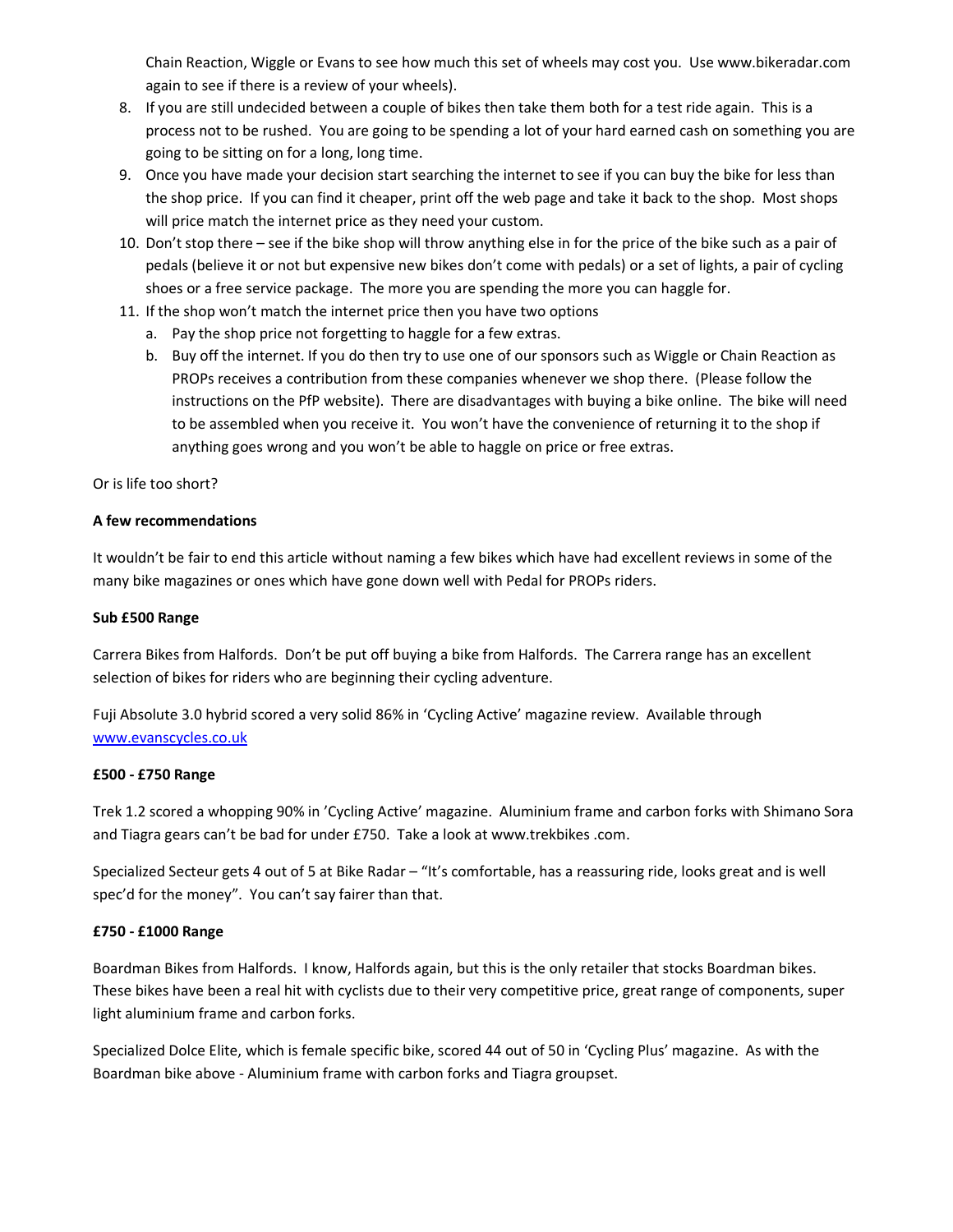Chain Reaction, Wiggle or Evans to see how much this set of wheels may cost you. Use www.bikeradar.com again to see if there is a review of your wheels).

8. If you are still undecided between a couple of bikes then take them both for a test ride again. This is a process not to be rushed. You are going to be spending a lot of your hard earned cash on something you are going to be sitting on for a long, long time.
9. Once you have made your decision start searching the internet to see if you can buy the bike for less than the shop price. If you can find it cheaper, print off the web page and take it back to the shop. Most shops will price match the internet price as they need your custom.
10. Don't stop there – see if the bike shop will throw anything else in for the price of the bike such as a pair of pedals (believe it or not but expensive new bikes don't come with pedals) or a set of lights, a pair of cycling shoes or a free service package. The more you are spending the more you can haggle for.
11. If the shop won't match the internet price then you have two options
    a. Pay the shop price not forgetting to haggle for a few extras.
    b. Buy off the internet. If you do then try to use one of our sponsors such as Wiggle or Chain Reaction as PROPs receives a contribution from these companies whenever we shop there. (Please follow the instructions on the PfP website). There are disadvantages with buying a bike online. The bike will need to be assembled when you receive it. You won't have the convenience of returning it to the shop if anything goes wrong and you won't be able to haggle on price or free extras.

Or is life too short?

**A few recommendations**

It wouldn't be fair to end this article without naming a few bikes which have had excellent reviews in some of the many bike magazines or ones which have gone down well with Pedal for PROPs riders.

**Sub £500 Range**

Carrera Bikes from Halfords. Don't be put off buying a bike from Halfords. The Carrera range has an excellent selection of bikes for riders who are beginning their cycling adventure.

Fuji Absolute 3.0 hybrid scored a very solid 86% in 'Cycling Active' magazine review. Available through www.evanscycles.co.uk

**£500 - £750 Range**

Trek 1.2 scored a whopping 90% in 'Cycling Active' magazine. Aluminium frame and carbon forks with Shimano Sora and Tiagra gears can't be bad for under £750. Take a look at www.trekbikes .com.

Specialized Secteur gets 4 out of 5 at Bike Radar – "It's comfortable, has a reassuring ride, looks great and is well spec'd for the money". You can't say fairer than that.

**£750 - £1000 Range**

Boardman Bikes from Halfords. I know, Halfords again, but this is the only retailer that stocks Boardman bikes. These bikes have been a real hit with cyclists due to their very competitive price, great range of components, super light aluminium frame and carbon forks.

Specialized Dolce Elite, which is female specific bike, scored 44 out of 50 in 'Cycling Plus' magazine. As with the Boardman bike above - Aluminium frame with carbon forks and Tiagra groupset.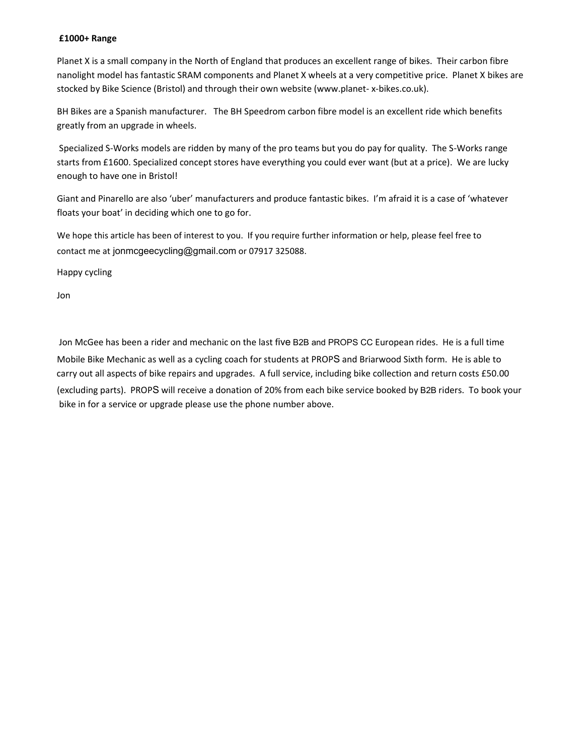**£1000+ Range**

Planet X is a small company in the North of England that produces an excellent range of bikes. Their carbon fibre nanolight model has fantastic SRAM components and Planet X wheels at a very competitive price. Planet X bikes are stocked by Bike Science (Bristol) and through their own website (www.planet- x-bikes.co.uk).

BH Bikes are a Spanish manufacturer. The BH Speedrom carbon fibre model is an excellent ride which benefits greatly from an upgrade in wheels.

Specialized S-Works models are ridden by many of the pro teams but you do pay for quality. The S-Works range starts from £1600. Specialized concept stores have everything you could ever want (but at a price). We are lucky enough to have one in Bristol!

Giant and Pinarello are also 'uber' manufacturers and produce fantastic bikes. I'm afraid it is a case of 'whatever floats your boat' in deciding which one to go for.

We hope this article has been of interest to you. If you require further information or help, please feel free to contact me at jonmcgeecycling@gmail.com or 07917 325088.

Happy cycling

Jon

Jon McGee has been a rider and mechanic on the last five B2B and PROPS CC European rides. He is a full time Mobile Bike Mechanic as well as a cycling coach for students at PROPS and Briarwood Sixth form. He is able to carry out all aspects of bike repairs and upgrades. A full service, including bike collection and return costs £50.00 (excluding parts). PROPS will receive a donation of 20% from each bike service booked by B2B riders. To book your bike in for a service or upgrade please use the phone number above.